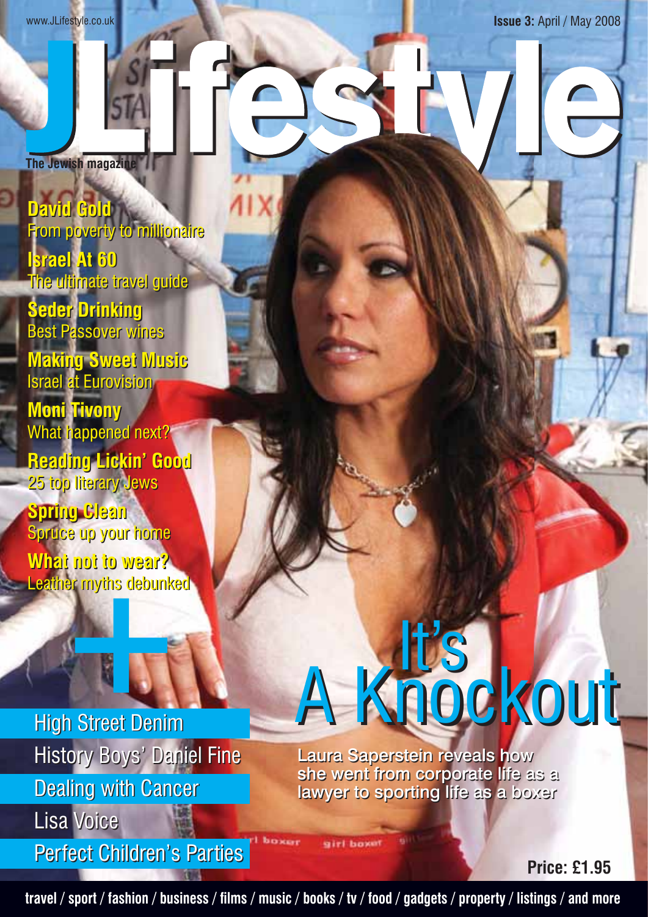www.JLifestyle.co.uk

**Issue 3:** April / May 2008

# JLifestyle

The Jewish magazine

**David Gold**
From poverty to millionaire

**Israel At 60**
The ultimate travel guide

**Seder Drinking**
Best Passover wines

**Making Sweet Music**
Israel at Eurovision

**Moni Tivony**
What happened next?

**Reading Lickin' Good**
25 top literary Jews

**Spring Clean**
Spruce up your home

**What not to wear?**
Leather myths debunked

\+

High Street Denim

History Boys' Daniel Fine

Dealing with Cancer

Lisa Voice

Perfect Children's Parties

## It's A Knockout

**Laura Saperstein reveals how she went from corporate life as a lawyer to sporting life as a boxer**

**Price: £1.95**

travel / sport / fashion / business / films / music / books / tv / food / gadgets / property / listings / and more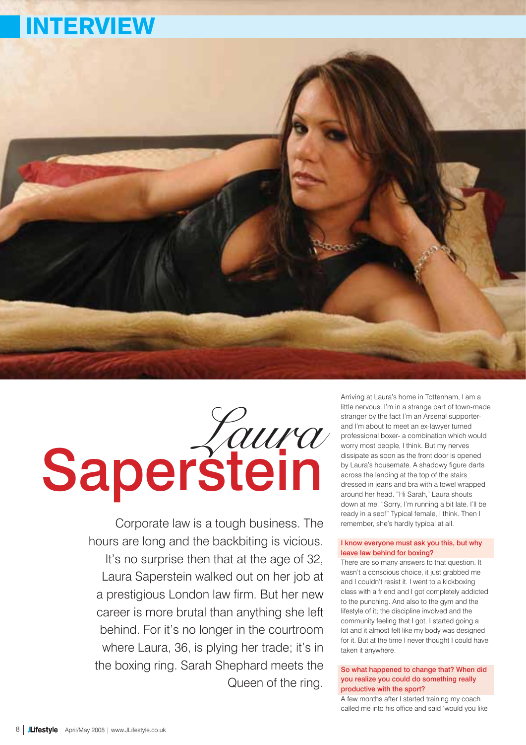# INTERVIEW

# *Laura* Saperstein

Corporate law is a tough business. The hours are long and the backbiting is vicious. It's no surprise then that at the age of 32, Laura Saperstein walked out on her job at a prestigious London law firm. But her new career is more brutal than anything she left behind. For it's no longer in the courtroom where Laura, 36, is plying her trade; it's in the boxing ring. Sarah Shephard meets the Queen of the ring.

Arriving at Laura's home in Tottenham, I am a little nervous. I'm in a strange part of town-made stranger by the fact I'm an Arsenal supporter- and I'm about to meet an ex-lawyer turned professional boxer- a combination which would worry most people, I think. But my nerves dissipate as soon as the front door is opened by Laura's housemate. A shadowy figure darts across the landing at the top of the stairs dressed in jeans and bra with a towel wrapped around her head. "Hi Sarah," Laura shouts down at me. "Sorry, I'm running a bit late. I'll be ready in a sec!" Typical female, I think. Then I remember, she's hardly typical at all.

**I know everyone must ask you this, but why leave law behind for boxing?**

There are so many answers to that question. It wasn't a conscious choice, it just grabbed me and I couldn't resist it. I went to a kickboxing class with a friend and I got completely addicted to the punching. And also to the gym and the lifestyle of it; the discipline involved and the community feeling that I got. I started going a lot and it almost felt like my body was designed for it. But at the time I never thought I could have taken it anywhere.

**So what happened to change that? When did you realize you could do something really productive with the sport?**

A few months after I started training my coach called me into his office and said 'would you like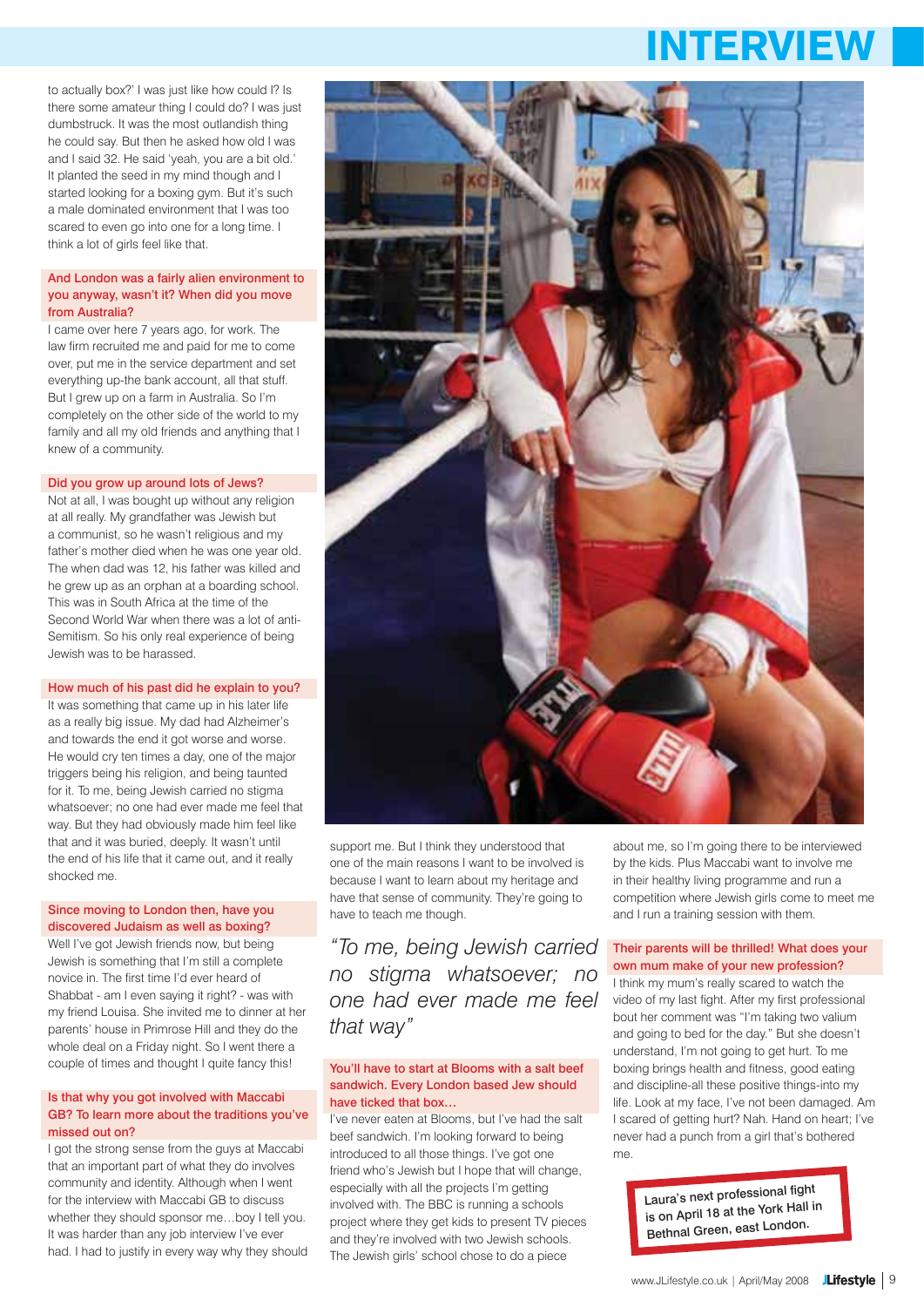# INTERVIEW

to actually box?' I was just like how could I? Is there some amateur thing I could do? I was just dumbstruck. It was the most outlandish thing he could say. But then he asked how old I was and I said 32. He said 'yeah, you are a bit old.' It planted the seed in my mind though and I started looking for a boxing gym. But it's such a male dominated environment that I was too scared to even go into one for a long time. I think a lot of girls feel like that.

**And London was a fairly alien environment to you anyway, wasn't it? When did you move from Australia?**

I came over here 7 years ago, for work. The law firm recruited me and paid for me to come over, put me in the service department and set everything up-the bank account, all that stuff. But I grew up on a farm in Australia. So I'm completely on the other side of the world to my family and all my old friends and anything that I knew of a community.

**Did you grow up around lots of Jews?**

Not at all, I was bought up without any religion at all really. My grandfather was Jewish but a communist, so he wasn't religious and my father's mother died when he was one year old. The when dad was 12, his father was killed and he grew up as an orphan at a boarding school. This was in South Africa at the time of the Second World War when there was a lot of anti-Semitism. So his only real experience of being Jewish was to be harassed.

**How much of his past did he explain to you?**

It was something that came up in his later life as a really big issue. My dad had Alzheimer's and towards the end it got worse and worse. He would cry ten times a day, one of the major triggers being his religion, and being taunted for it. To me, being Jewish carried no stigma whatsoever; no one had ever made me feel that way. But they had obviously made him feel like that and it was buried, deeply. It wasn't until the end of his life that it came out, and it really shocked me.

**Since moving to London then, have you discovered Judaism as well as boxing?**

Well I've got Jewish friends now, but being Jewish is something that I'm still a complete novice in. The first time I'd ever heard of Shabbat - am I even saying it right? - was with my friend Louisa. She invited me to dinner at her parents' house in Primrose Hill and they do the whole deal on a Friday night. So I went there a couple of times and thought I quite fancy this!

**Is that why you got involved with Maccabi GB? To learn more about the traditions you've missed out on?**

I got the strong sense from the guys at Maccabi that an important part of what they do involves community and identity. Although when I went for the interview with Maccabi GB to discuss whether they should sponsor me…boy I tell you. It was harder than any job interview I've ever had. I had to justify in every way why they should support me. But I think they understood that one of the main reasons I want to be involved is because I want to learn about my heritage and have that sense of community. They're going to have to teach me though.

*"To me, being Jewish carried no stigma whatsoever; no one had ever made me feel that way"*

**You'll have to start at Blooms with a salt beef sandwich. Every London based Jew should have ticked that box…**

I've never eaten at Blooms, but I've had the salt beef sandwich. I'm looking forward to being introduced to all those things. I've got one friend who's Jewish but I hope that will change, especially with all the projects I'm getting involved with. The BBC is running a schools project where they get kids to present TV pieces and they're involved with two Jewish schools. The Jewish girls' school chose to do a piece about me, so I'm going there to be interviewed by the kids. Plus Maccabi want to involve me in their healthy living programme and run a competition where Jewish girls come to meet me and I run a training session with them.

**Their parents will be thrilled! What does your own mum make of your new profession?**

I think my mum's really scared to watch the video of my last fight. After my first professional bout her comment was "I'm taking two valium and going to bed for the day." But she doesn't understand, I'm not going to get hurt. To me boxing brings health and fitness, good eating and discipline-all these positive things-into my life. Look at my face, I've not been damaged. Am I scared of getting hurt? Nah. Hand on heart; I've never had a punch from a girl that's bothered me.

**Laura's next professional fight is on April 18 at the York Hall in Bethnal Green, east London.**